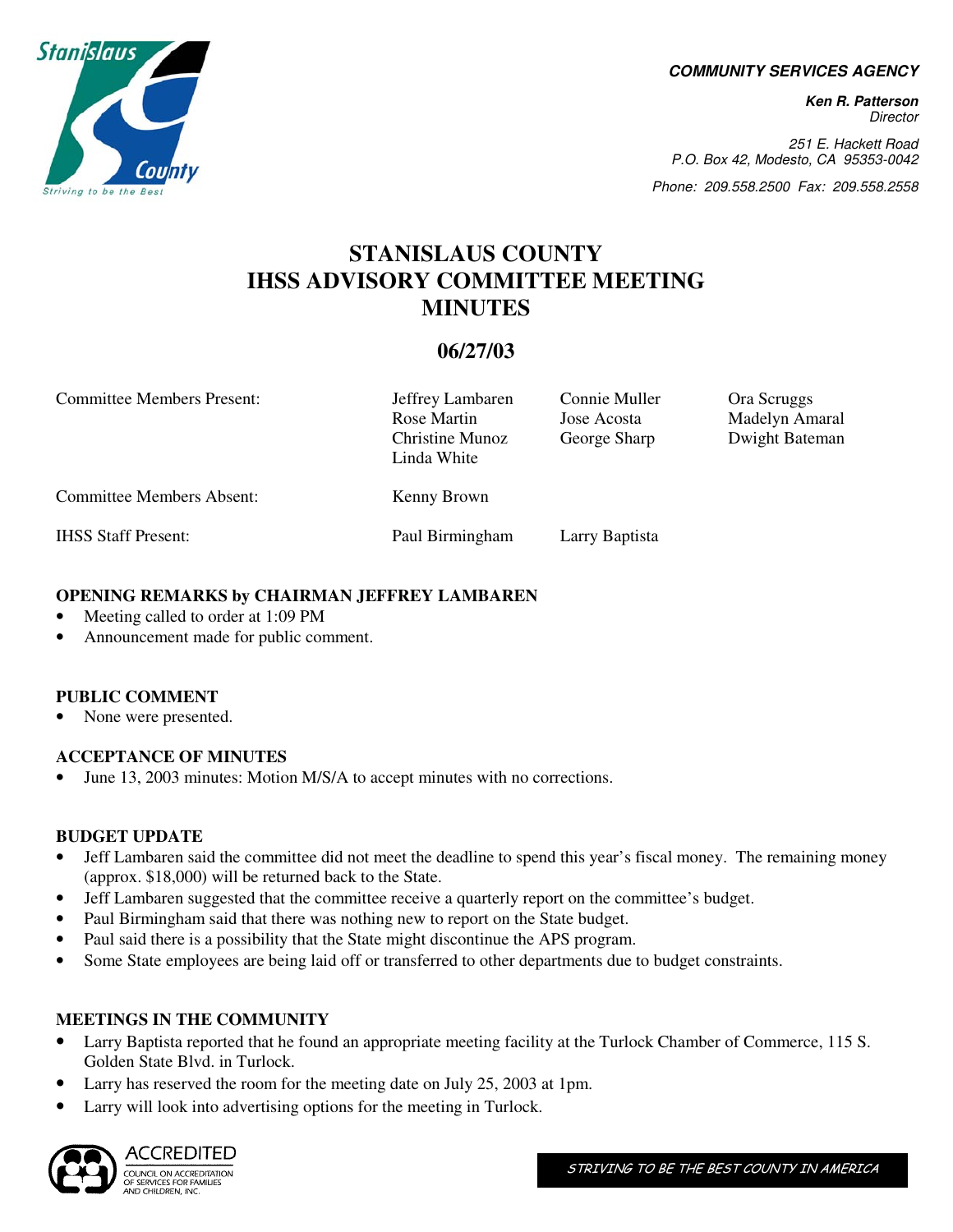**COMMUNITY SERVICES AGENCY**

***Ken R. Patterson***
*Director*

*251 E. Hackett Road*
*P.O. Box 42, Modesto, CA 95353-0042*
*Phone: 209.558.2500 Fax: 209.558.2558*

# STANISLAUS COUNTY IHSS ADVISORY COMMITTEE MEETING MINUTES

## 06/27/03

| | | | |
|---|---|---|---|
| Committee Members Present: | Jeffrey Lambaren<br>Rose Martin<br>Christine Munoz<br>Linda White | Connie Muller<br>Jose Acosta<br>George Sharp | Ora Scruggs<br>Madelyn Amaral<br>Dwight Bateman |
| Committee Members Absent: | Kenny Brown | | |
| IHSS Staff Present: | Paul Birmingham | Larry Baptista | |

### OPENING REMARKS by CHAIRMAN JEFFREY LAMBAREN

- Meeting called to order at 1:09 PM
- Announcement made for public comment.

### PUBLIC COMMENT

- None were presented.

### ACCEPTANCE OF MINUTES

- June 13, 2003 minutes: Motion M/S/A to accept minutes with no corrections.

### BUDGET UPDATE

- Jeff Lambaren said the committee did not meet the deadline to spend this year's fiscal money. The remaining money (approx. $18,000) will be returned back to the State.
- Jeff Lambaren suggested that the committee receive a quarterly report on the committee's budget.
- Paul Birmingham said that there was nothing new to report on the State budget.
- Paul said there is a possibility that the State might discontinue the APS program.
- Some State employees are being laid off or transferred to other departments due to budget constraints.

### MEETINGS IN THE COMMUNITY

- Larry Baptista reported that he found an appropriate meeting facility at the Turlock Chamber of Commerce, 115 S. Golden State Blvd. in Turlock.
- Larry has reserved the room for the meeting date on July 25, 2003 at 1pm.
- Larry will look into advertising options for the meeting in Turlock.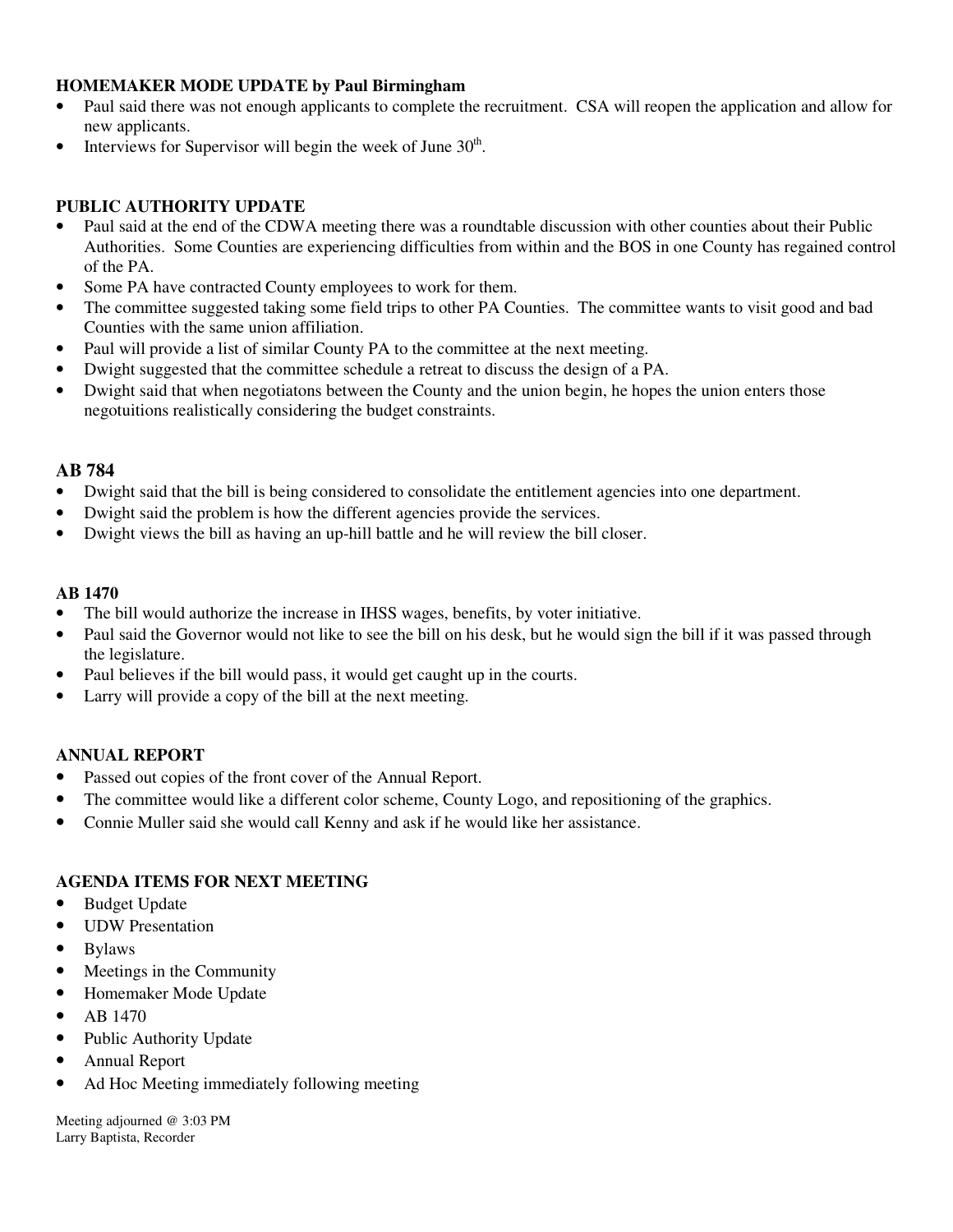**HOMEMAKER MODE UPDATE by Paul Birmingham**

- Paul said there was not enough applicants to complete the recruitment. CSA will reopen the application and allow for new applicants.
- Interviews for Supervisor will begin the week of June 30th.

**PUBLIC AUTHORITY UPDATE**

- Paul said at the end of the CDWA meeting there was a roundtable discussion with other counties about their Public Authorities. Some Counties are experiencing difficulties from within and the BOS in one County has regained control of the PA.
- Some PA have contracted County employees to work for them.
- The committee suggested taking some field trips to other PA Counties. The committee wants to visit good and bad Counties with the same union affiliation.
- Paul will provide a list of similar County PA to the committee at the next meeting.
- Dwight suggested that the committee schedule a retreat to discuss the design of a PA.
- Dwight said that when negotiatons between the County and the union begin, he hopes the union enters those negotuitions realistically considering the budget constraints.

## AB 784

- Dwight said that the bill is being considered to consolidate the entitlement agencies into one department.
- Dwight said the problem is how the different agencies provide the services.
- Dwight views the bill as having an up-hill battle and he will review the bill closer.

**AB 1470**

- The bill would authorize the increase in IHSS wages, benefits, by voter initiative.
- Paul said the Governor would not like to see the bill on his desk, but he would sign the bill if it was passed through the legislature.
- Paul believes if the bill would pass, it would get caught up in the courts.
- Larry will provide a copy of the bill at the next meeting.

**ANNUAL REPORT**

- Passed out copies of the front cover of the Annual Report.
- The committee would like a different color scheme, County Logo, and repositioning of the graphics.
- Connie Muller said she would call Kenny and ask if he would like her assistance.

**AGENDA ITEMS FOR NEXT MEETING**

- Budget Update
- UDW Presentation
- Bylaws
- Meetings in the Community
- Homemaker Mode Update
- AB 1470
- Public Authority Update
- Annual Report
- Ad Hoc Meeting immediately following meeting

Meeting adjourned @ 3:03 PM
Larry Baptista, Recorder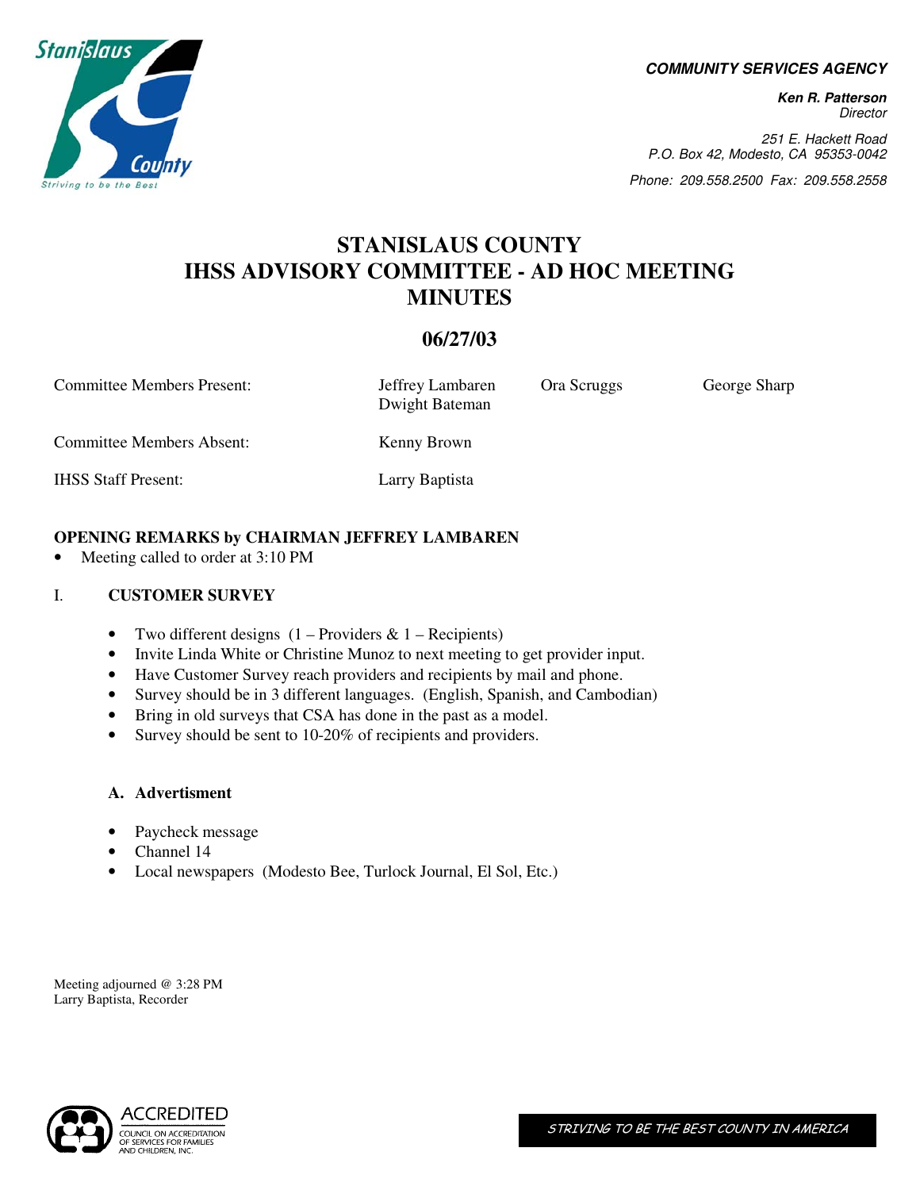**COMMUNITY SERVICES AGENCY**

**Ken R. Patterson**
Director

251 E. Hackett Road
P.O. Box 42, Modesto, CA 95353-0042

Phone: 209.558.2500 Fax: 209.558.2558

# STANISLAUS COUNTY
# IHSS ADVISORY COMMITTEE - AD HOC MEETING
# MINUTES

## 06/27/03

| | | | |
|---|---|---|---|
| Committee Members Present: | Jeffrey Lambaren<br>Dwight Bateman | Ora Scruggs | George Sharp |
| Committee Members Absent: | Kenny Brown | | |
| IHSS Staff Present: | Larry Baptista | | |

**OPENING REMARKS by CHAIRMAN JEFFREY LAMBAREN**

- Meeting called to order at 3:10 PM

### I. CUSTOMER SURVEY

- Two different designs (1 – Providers & 1 – Recipients)
- Invite Linda White or Christine Munoz to next meeting to get provider input.
- Have Customer Survey reach providers and recipients by mail and phone.
- Survey should be in 3 different languages. (English, Spanish, and Cambodian)
- Bring in old surveys that CSA has done in the past as a model.
- Survey should be sent to 10-20% of recipients and providers.

**A. Advertisment**

- Paycheck message
- Channel 14
- Local newspapers (Modesto Bee, Turlock Journal, El Sol, Etc.)

Meeting adjourned @ 3:28 PM
Larry Baptista, Recorder